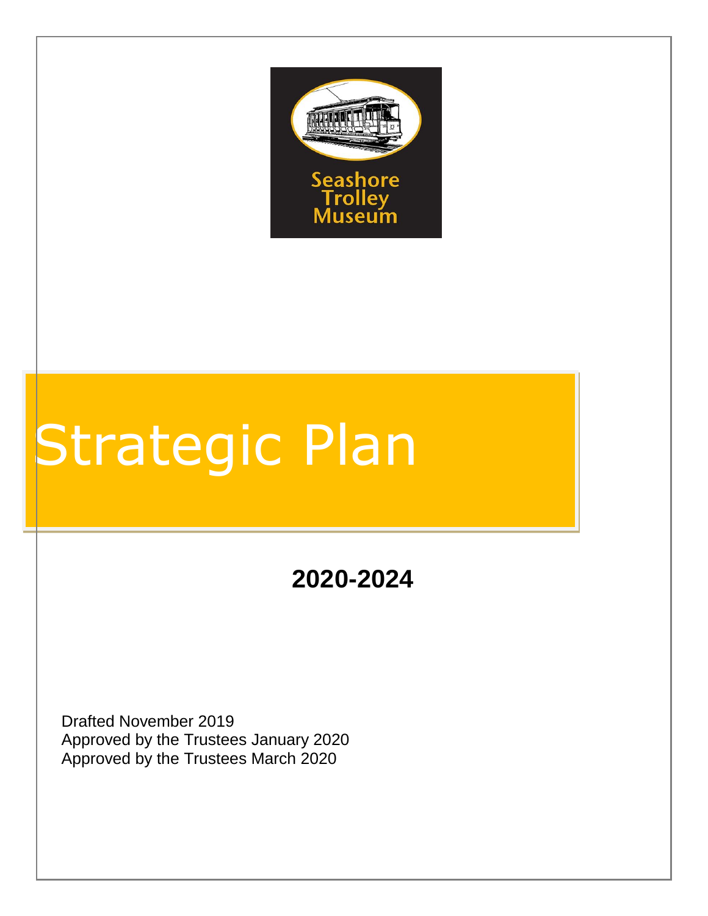Seashore Trolley Museum

# Strategic Plan

## 2020-2024

Drafted November 2019
Approved by the Trustees January 2020
Approved by the Trustees March 2020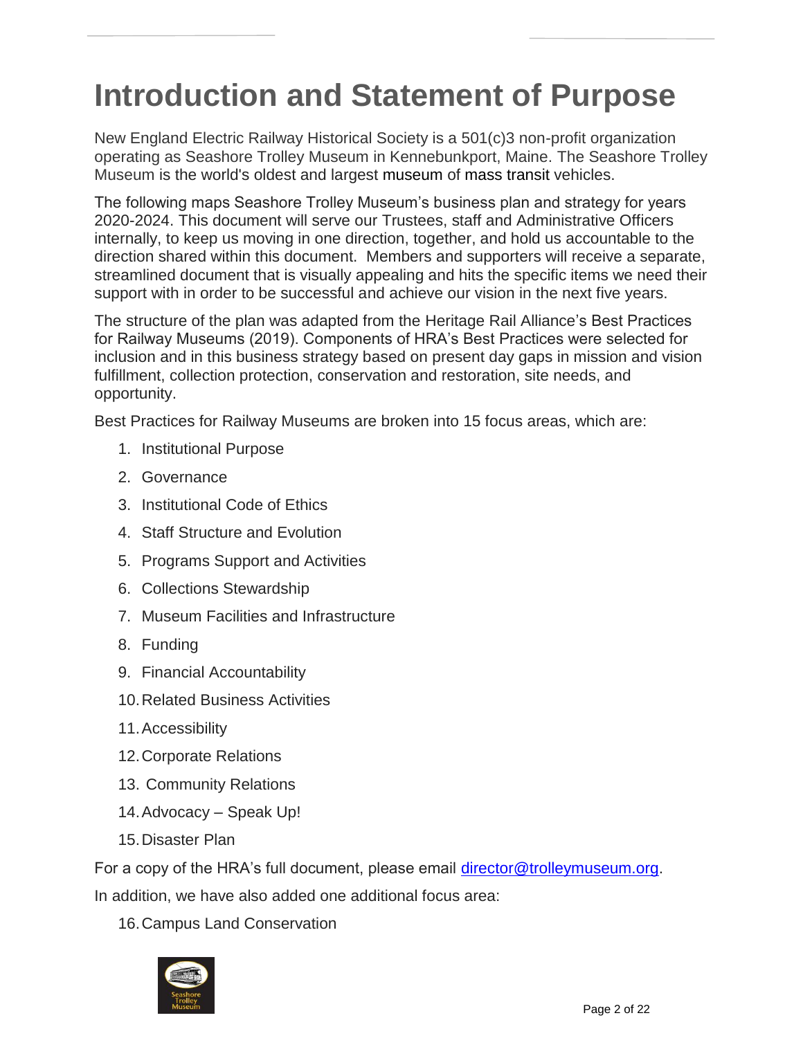# Introduction and Statement of Purpose

New England Electric Railway Historical Society is a 501(c)3 non-profit organization operating as Seashore Trolley Museum in Kennebunkport, Maine. The Seashore Trolley Museum is the world's oldest and largest museum of mass transit vehicles.

The following maps Seashore Trolley Museum's business plan and strategy for years 2020-2024. This document will serve our Trustees, staff and Administrative Officers internally, to keep us moving in one direction, together, and hold us accountable to the direction shared within this document. Members and supporters will receive a separate, streamlined document that is visually appealing and hits the specific items we need their support with in order to be successful and achieve our vision in the next five years.

The structure of the plan was adapted from the Heritage Rail Alliance's Best Practices for Railway Museums (2019). Components of HRA's Best Practices were selected for inclusion and in this business strategy based on present day gaps in mission and vision fulfillment, collection protection, conservation and restoration, site needs, and opportunity.

Best Practices for Railway Museums are broken into 15 focus areas, which are:

1. Institutional Purpose
2. Governance
3. Institutional Code of Ethics
4. Staff Structure and Evolution
5. Programs Support and Activities
6. Collections Stewardship
7. Museum Facilities and Infrastructure
8. Funding
9. Financial Accountability
10. Related Business Activities
11. Accessibility
12. Corporate Relations
13. Community Relations
14. Advocacy – Speak Up!
15. Disaster Plan

For a copy of the HRA's full document, please email director@trolleymuseum.org.

In addition, we have also added one additional focus area:

16. Campus Land Conservation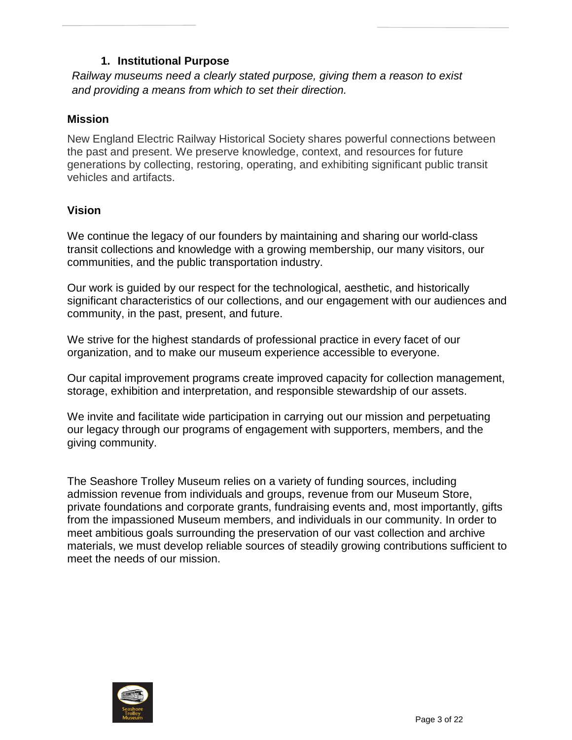## 1. Institutional Purpose

*Railway museums need a clearly stated purpose, giving them a reason to exist and providing a means from which to set their direction.*

### Mission

New England Electric Railway Historical Society shares powerful connections between the past and present. We preserve knowledge, context, and resources for future generations by collecting, restoring, operating, and exhibiting significant public transit vehicles and artifacts.

### Vision

We continue the legacy of our founders by maintaining and sharing our world-class transit collections and knowledge with a growing membership, our many visitors, our communities, and the public transportation industry.

Our work is guided by our respect for the technological, aesthetic, and historically significant characteristics of our collections, and our engagement with our audiences and community, in the past, present, and future.

We strive for the highest standards of professional practice in every facet of our organization, and to make our museum experience accessible to everyone.

Our capital improvement programs create improved capacity for collection management, storage, exhibition and interpretation, and responsible stewardship of our assets.

We invite and facilitate wide participation in carrying out our mission and perpetuating our legacy through our programs of engagement with supporters, members, and the giving community.

The Seashore Trolley Museum relies on a variety of funding sources, including admission revenue from individuals and groups, revenue from our Museum Store, private foundations and corporate grants, fundraising events and, most importantly, gifts from the impassioned Museum members, and individuals in our community. In order to meet ambitious goals surrounding the preservation of our vast collection and archive materials, we must develop reliable sources of steadily growing contributions sufficient to meet the needs of our mission.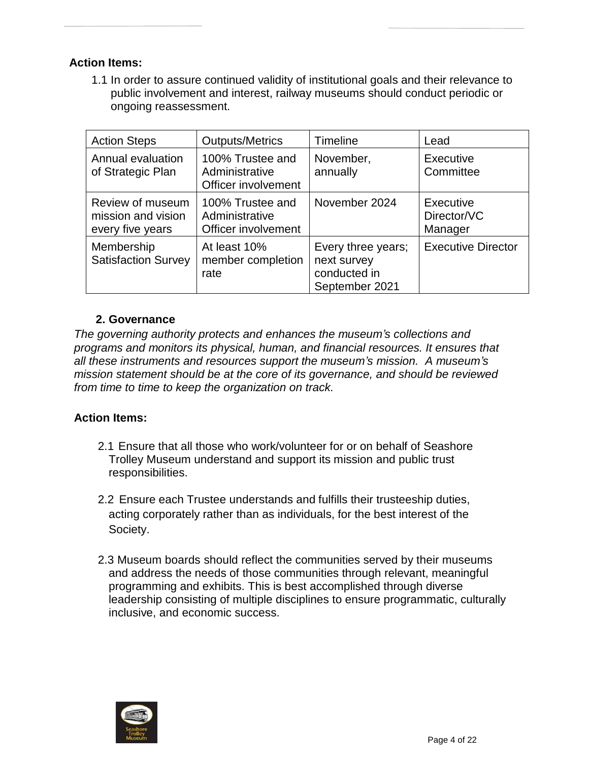**Action Items:**

1.1 In order to assure continued validity of institutional goals and their relevance to public involvement and interest, railway museums should conduct periodic or ongoing reassessment.

| Action Steps | Outputs/Metrics | Timeline | Lead |
|---|---|---|---|
| Annual evaluation of Strategic Plan | 100% Trustee and Administrative Officer involvement | November, annually | Executive Committee |
| Review of museum mission and vision every five years | 100% Trustee and Administrative Officer involvement | November 2024 | Executive Director/VC Manager |
| Membership Satisfaction Survey | At least 10% member completion rate | Every three years; next survey conducted in September 2021 | Executive Director |

## 2. Governance

*The governing authority protects and enhances the museum's collections and programs and monitors its physical, human, and financial resources. It ensures that all these instruments and resources support the museum's mission. A museum's mission statement should be at the core of its governance, and should be reviewed from time to time to keep the organization on track.*

**Action Items:**

2.1 Ensure that all those who work/volunteer for or on behalf of Seashore Trolley Museum understand and support its mission and public trust responsibilities.

2.2 Ensure each Trustee understands and fulfills their trusteeship duties, acting corporately rather than as individuals, for the best interest of the Society.

2.3 Museum boards should reflect the communities served by their museums and address the needs of those communities through relevant, meaningful programming and exhibits. This is best accomplished through diverse leadership consisting of multiple disciplines to ensure programmatic, culturally inclusive, and economic success.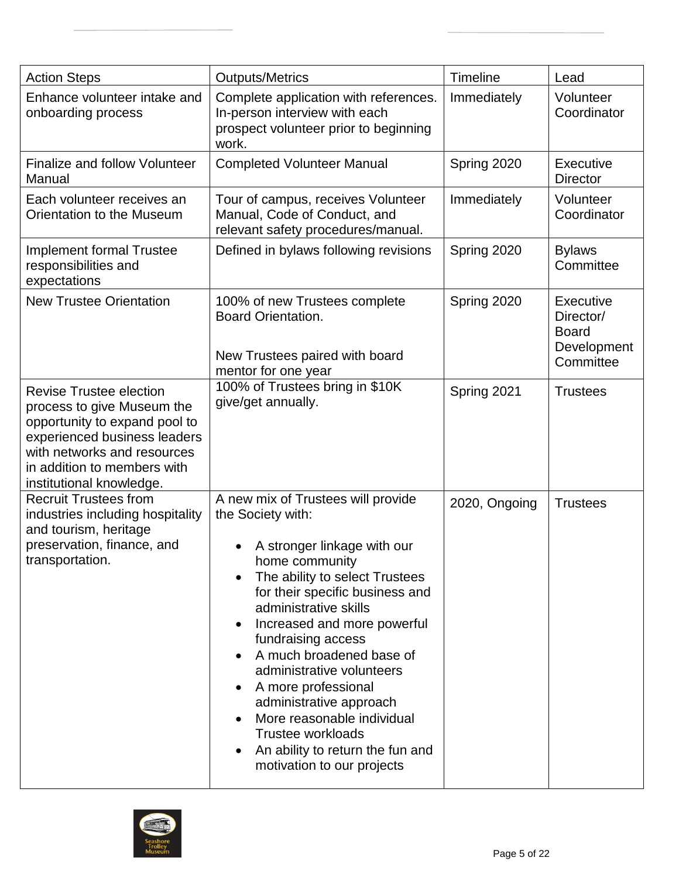| Action Steps | Outputs/Metrics | Timeline | Lead |
|---|---|---|---|
| Enhance volunteer intake and onboarding process | Complete application with references. In-person interview with each prospect volunteer prior to beginning work. | Immediately | Volunteer Coordinator |
| Finalize and follow Volunteer Manual | Completed Volunteer Manual | Spring 2020 | Executive Director |
| Each volunteer receives an Orientation to the Museum | Tour of campus, receives Volunteer Manual, Code of Conduct, and relevant safety procedures/manual. | Immediately | Volunteer Coordinator |
| Implement formal Trustee responsibilities and expectations | Defined in bylaws following revisions | Spring 2020 | Bylaws Committee |
| New Trustee Orientation | 100% of new Trustees complete Board Orientation.<br><br>New Trustees paired with board mentor for one year | Spring 2020 | Executive Director/ Board Development Committee |
| Revise Trustee election process to give Museum the opportunity to expand pool to experienced business leaders with networks and resources in addition to members with institutional knowledge. | 100% of Trustees bring in $10K give/get annually. | Spring 2021 | Trustees |
| Recruit Trustees from industries including hospitality and tourism, heritage preservation, finance, and transportation. | A new mix of Trustees will provide the Society with:<br><br>• A stronger linkage with our home community<br>• The ability to select Trustees for their specific business and administrative skills<br>• Increased and more powerful fundraising access<br>• A much broadened base of administrative volunteers<br>• A more professional administrative approach<br>• More reasonable individual Trustee workloads<br>• An ability to return the fun and motivation to our projects | 2020, Ongoing | Trustees |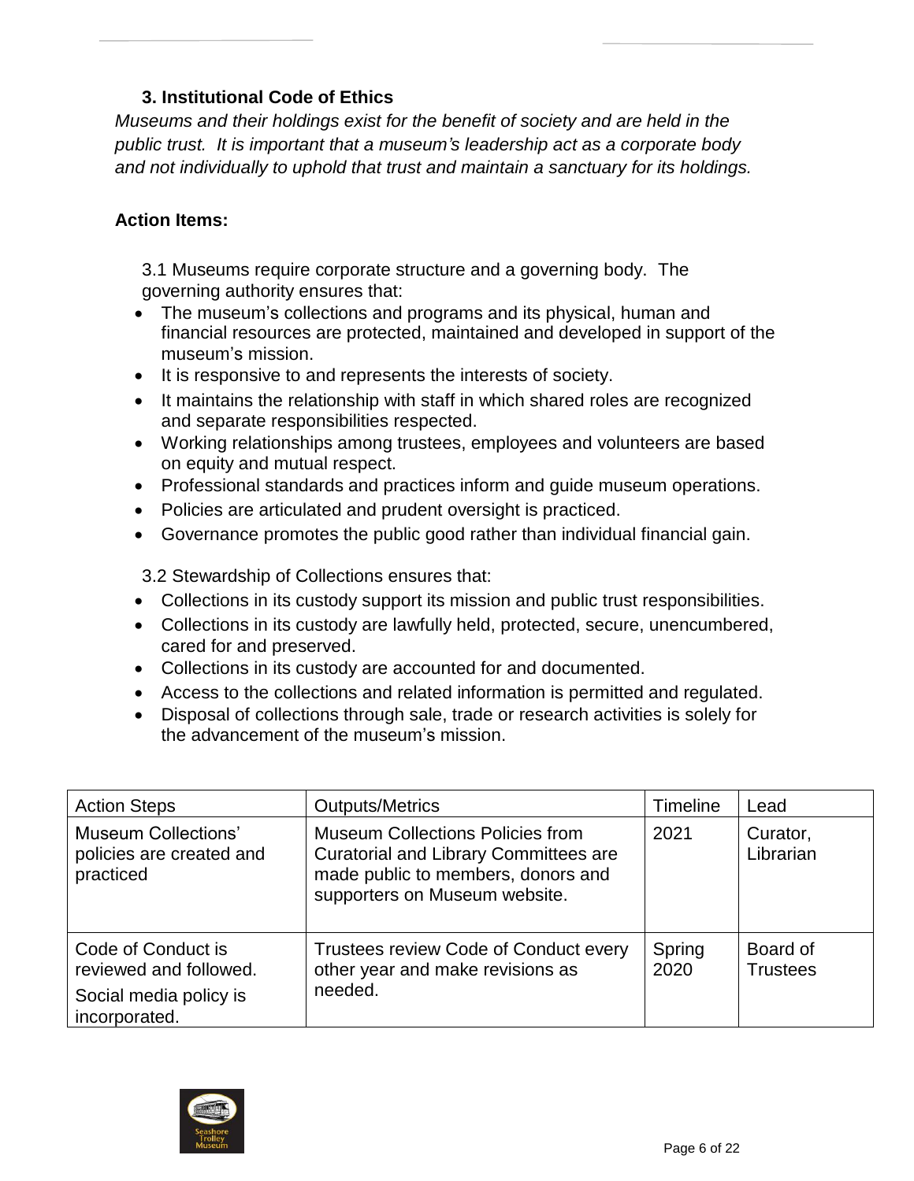### 3. Institutional Code of Ethics

*Museums and their holdings exist for the benefit of society and are held in the public trust. It is important that a museum's leadership act as a corporate body and not individually to uphold that trust and maintain a sanctuary for its holdings.*

**Action Items:**

3.1 Museums require corporate structure and a governing body. The governing authority ensures that:

- The museum's collections and programs and its physical, human and financial resources are protected, maintained and developed in support of the museum's mission.
- It is responsive to and represents the interests of society.
- It maintains the relationship with staff in which shared roles are recognized and separate responsibilities respected.
- Working relationships among trustees, employees and volunteers are based on equity and mutual respect.
- Professional standards and practices inform and guide museum operations.
- Policies are articulated and prudent oversight is practiced.
- Governance promotes the public good rather than individual financial gain.

3.2 Stewardship of Collections ensures that:

- Collections in its custody support its mission and public trust responsibilities.
- Collections in its custody are lawfully held, protected, secure, unencumbered, cared for and preserved.
- Collections in its custody are accounted for and documented.
- Access to the collections and related information is permitted and regulated.
- Disposal of collections through sale, trade or research activities is solely for the advancement of the museum's mission.

| Action Steps | Outputs/Metrics | Timeline | Lead |
|---|---|---|---|
| Museum Collections' policies are created and practiced | Museum Collections Policies from Curatorial and Library Committees are made public to members, donors and supporters on Museum website. | 2021 | Curator, Librarian |
| Code of Conduct is reviewed and followed. Social media policy is incorporated. | Trustees review Code of Conduct every other year and make revisions as needed. | Spring 2020 | Board of Trustees |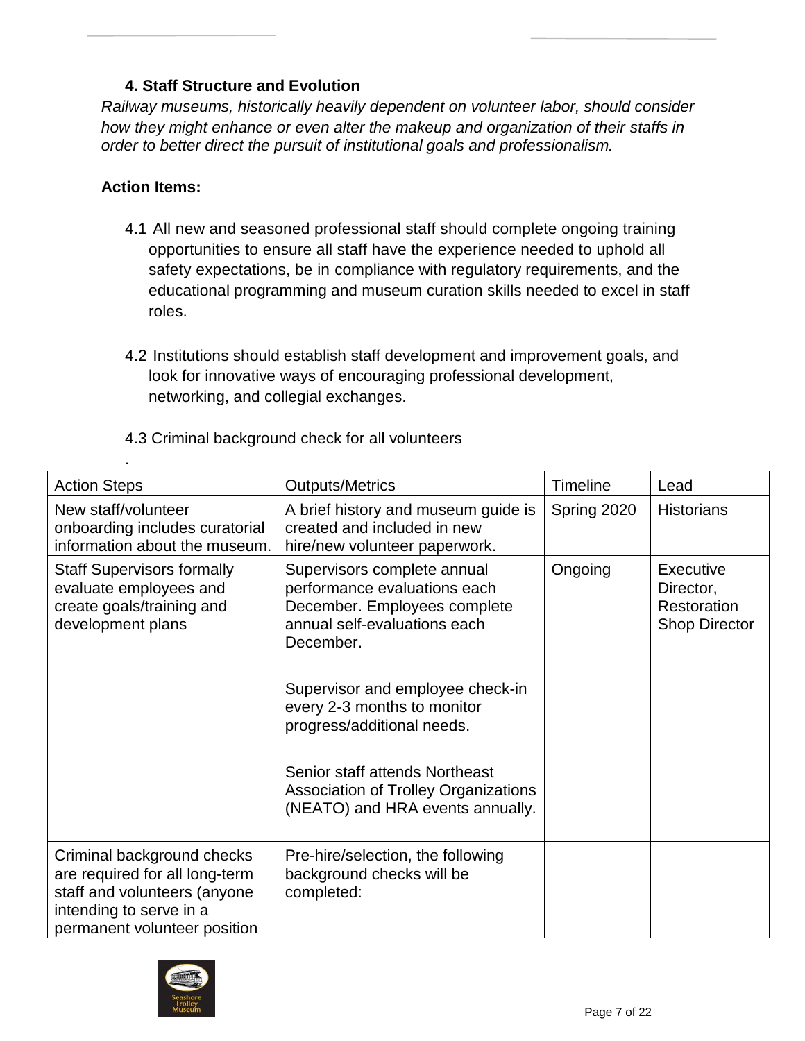### 4. Staff Structure and Evolution

*Railway museums, historically heavily dependent on volunteer labor, should consider how they might enhance or even alter the makeup and organization of their staffs in order to better direct the pursuit of institutional goals and professionalism.*

**Action Items:**

4.1 All new and seasoned professional staff should complete ongoing training opportunities to ensure all staff have the experience needed to uphold all safety expectations, be in compliance with regulatory requirements, and the educational programming and museum curation skills needed to excel in staff roles.

4.2 Institutions should establish staff development and improvement goals, and look for innovative ways of encouraging professional development, networking, and collegial exchanges.

4.3 Criminal background check for all volunteers

.

| Action Steps | Outputs/Metrics | Timeline | Lead |
|---|---|---|---|
| New staff/volunteer onboarding includes curatorial information about the museum. | A brief history and museum guide is created and included in new hire/new volunteer paperwork. | Spring 2020 | Historians |
| Staff Supervisors formally evaluate employees and create goals/training and development plans | Supervisors complete annual performance evaluations each December. Employees complete annual self-evaluations each December.<br><br>Supervisor and employee check-in every 2-3 months to monitor progress/additional needs.<br><br>Senior staff attends Northeast Association of Trolley Organizations (NEATO) and HRA events annually. | Ongoing | Executive Director, Restoration Shop Director |
| Criminal background checks are required for all long-term staff and volunteers (anyone intending to serve in a permanent volunteer position | Pre-hire/selection, the following background checks will be completed: | | |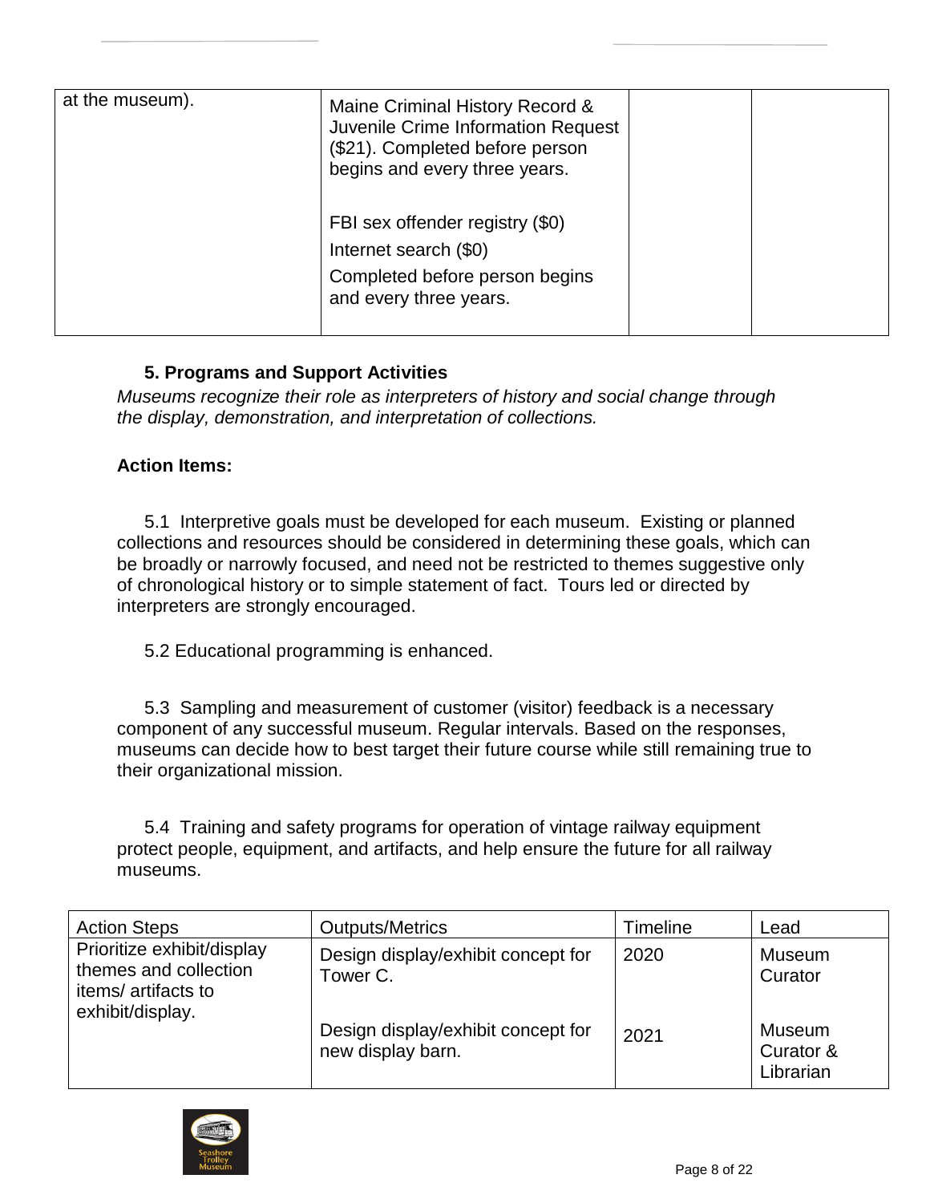| | | | |
|---|---|---|---|
| at the museum). | Maine Criminal History Record & Juvenile Crime Information Request ($21). Completed before person begins and every three years.<br><br>FBI sex offender registry ($0)<br>Internet search ($0)<br>Completed before person begins and every three years. | | |

### 5. Programs and Support Activities

*Museums recognize their role as interpreters of history and social change through the display, demonstration, and interpretation of collections.*

**Action Items:**

5.1 Interpretive goals must be developed for each museum. Existing or planned collections and resources should be considered in determining these goals, which can be broadly or narrowly focused, and need not be restricted to themes suggestive only of chronological history or to simple statement of fact. Tours led or directed by interpreters are strongly encouraged.

5.2 Educational programming is enhanced.

5.3 Sampling and measurement of customer (visitor) feedback is a necessary component of any successful museum. Regular intervals. Based on the responses, museums can decide how to best target their future course while still remaining true to their organizational mission.

5.4 Training and safety programs for operation of vintage railway equipment protect people, equipment, and artifacts, and help ensure the future for all railway museums.

| Action Steps | Outputs/Metrics | Timeline | Lead |
|---|---|---|---|
| Prioritize exhibit/display themes and collection items/ artifacts to exhibit/display. | Design display/exhibit concept for Tower C. | 2020 | Museum Curator |
| | Design display/exhibit concept for new display barn. | 2021 | Museum Curator & Librarian |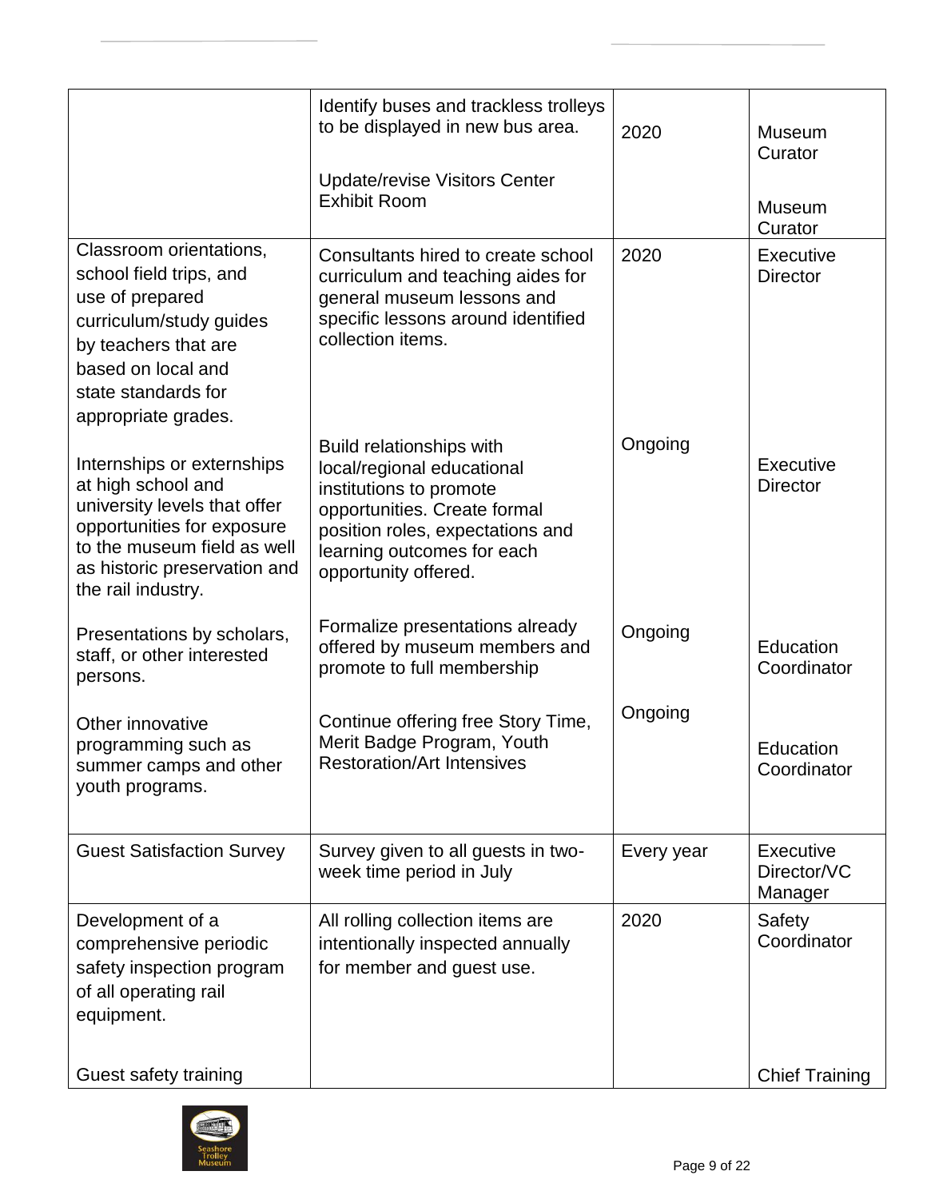| | | | |
|---|---|---|---|
| | Identify buses and trackless trolleys to be displayed in new bus area.<br><br>Update/revise Visitors Center Exhibit Room | 2020 | Museum Curator<br><br>Museum Curator |
| Classroom orientations, school field trips, and use of prepared curriculum/study guides by teachers that are based on local and state standards for appropriate grades.<br><br>Internships or externships at high school and university levels that offer opportunities for exposure to the museum field as well as historic preservation and the rail industry.<br><br>Presentations by scholars, staff, or other interested persons.<br><br>Other innovative programming such as summer camps and other youth programs. | Consultants hired to create school curriculum and teaching aides for general museum lessons and specific lessons around identified collection items.<br><br>Build relationships with local/regional educational institutions to promote opportunities. Create formal position roles, expectations and learning outcomes for each opportunity offered.<br><br>Formalize presentations already offered by museum members and promote to full membership<br><br>Continue offering free Story Time, Merit Badge Program, Youth Restoration/Art Intensives | 2020<br><br>Ongoing<br><br>Ongoing<br><br>Ongoing | Executive Director<br><br>Executive Director<br><br>Education Coordinator<br><br>Education Coordinator |
| Guest Satisfaction Survey | Survey given to all guests in two-week time period in July | Every year | Executive Director/VC Manager |
| Development of a comprehensive periodic safety inspection program of all operating rail equipment.<br><br>Guest safety training | All rolling collection items are intentionally inspected annually for member and guest use. | 2020 | Safety Coordinator<br><br>Chief Training |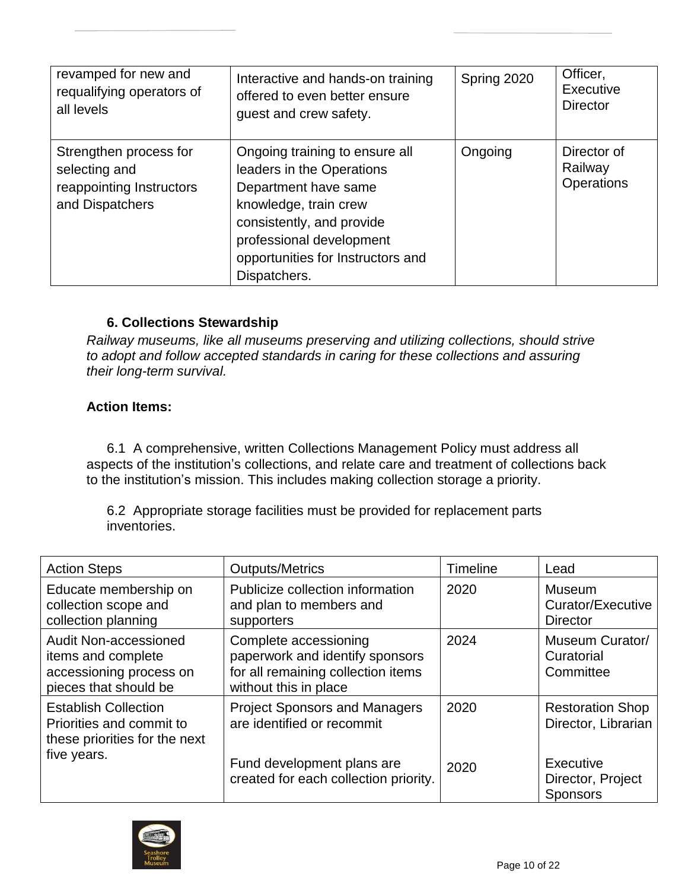| | | | |
|---|---|---|---|
| revamped for new and requalifying operators of all levels | Interactive and hands-on training offered to even better ensure guest and crew safety. | Spring 2020 | Officer, Executive Director |
| Strengthen process for selecting and reappointing Instructors and Dispatchers | Ongoing training to ensure all leaders in the Operations Department have same knowledge, train crew consistently, and provide professional development opportunities for Instructors and Dispatchers. | Ongoing | Director of Railway Operations |

### 6. Collections Stewardship

*Railway museums, like all museums preserving and utilizing collections, should strive to adopt and follow accepted standards in caring for these collections and assuring their long-term survival.*

**Action Items:**

6.1 A comprehensive, written Collections Management Policy must address all aspects of the institution's collections, and relate care and treatment of collections back to the institution's mission. This includes making collection storage a priority.

6.2 Appropriate storage facilities must be provided for replacement parts inventories.

| Action Steps | Outputs/Metrics | Timeline | Lead |
|---|---|---|---|
| Educate membership on collection scope and collection planning | Publicize collection information and plan to members and supporters | 2020 | Museum Curator/Executive Director |
| Audit Non-accessioned items and complete accessioning process on pieces that should be | Complete accessioning paperwork and identify sponsors for all remaining collection items without this in place | 2024 | Museum Curator/ Curatorial Committee |
| Establish Collection Priorities and commit to these priorities for the next five years. | Project Sponsors and Managers are identified or recommit | 2020 | Restoration Shop Director, Librarian |
| | Fund development plans are created for each collection priority. | 2020 | Executive Director, Project Sponsors |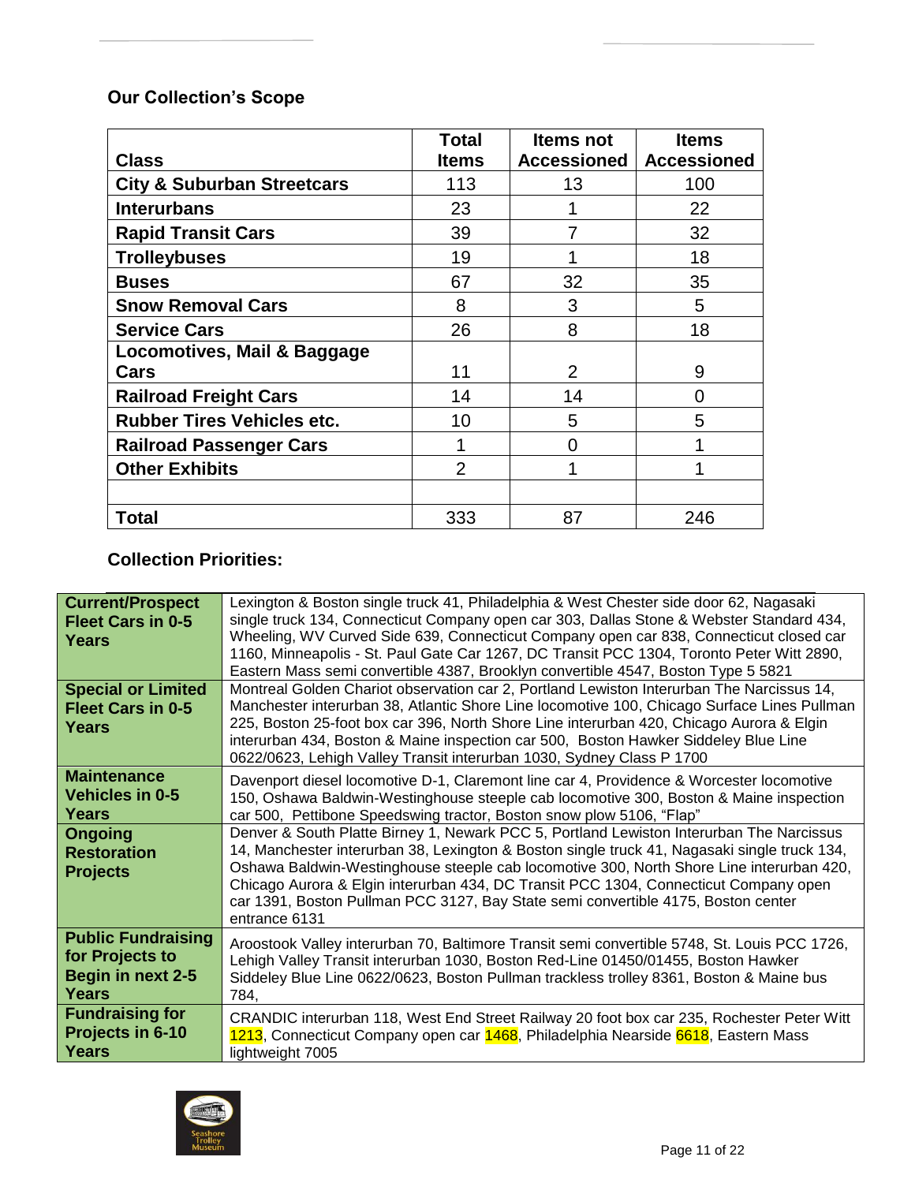## Our Collection's Scope

| Class | Total Items | Items not Accessioned | Items Accessioned |
|---|---|---|---|
| City & Suburban Streetcars | 113 | 13 | 100 |
| Interurbans | 23 | 1 | 22 |
| Rapid Transit Cars | 39 | 7 | 32 |
| Trolleybuses | 19 | 1 | 18 |
| Buses | 67 | 32 | 35 |
| Snow Removal Cars | 8 | 3 | 5 |
| Service Cars | 26 | 8 | 18 |
| Locomotives, Mail & Baggage Cars | 11 | 2 | 9 |
| Railroad Freight Cars | 14 | 14 | 0 |
| Rubber Tires Vehicles etc. | 10 | 5 | 5 |
| Railroad Passenger Cars | 1 | 0 | 1 |
| Other Exhibits | 2 | 1 | 1 |
| | | | |
| Total | 333 | 87 | 246 |

## Collection Priorities:

| | |
|---|---|
| **Current/Prospect Fleet Cars in 0-5 Years** | Lexington & Boston single truck 41, Philadelphia & West Chester side door 62, Nagasaki single truck 134, Connecticut Company open car 303, Dallas Stone & Webster Standard 434, Wheeling, WV Curved Side 639, Connecticut Company open car 838, Connecticut closed car 1160, Minneapolis - St. Paul Gate Car 1267, DC Transit PCC 1304, Toronto Peter Witt 2890, Eastern Mass semi convertible 4387, Brooklyn convertible 4547, Boston Type 5 5821 |
| **Special or Limited Fleet Cars in 0-5 Years** | Montreal Golden Chariot observation car 2, Portland Lewiston Interurban The Narcissus 14, Manchester interurban 38, Atlantic Shore Line locomotive 100, Chicago Surface Lines Pullman 225, Boston 25-foot box car 396, North Shore Line interurban 420, Chicago Aurora & Elgin interurban 434, Boston & Maine inspection car 500, Boston Hawker Siddeley Blue Line 0622/0623, Lehigh Valley Transit interurban 1030, Sydney Class P 1700 |
| **Maintenance Vehicles in 0-5 Years** | Davenport diesel locomotive D-1, Claremont line car 4, Providence & Worcester locomotive 150, Oshawa Baldwin-Westinghouse steeple cab locomotive 300, Boston & Maine inspection car 500, Pettibone Speedswing tractor, Boston snow plow 5106, "Flap" |
| **Ongoing Restoration Projects** | Denver & South Platte Birney 1, Newark PCC 5, Portland Lewiston Interurban The Narcissus 14, Manchester interurban 38, Lexington & Boston single truck 41, Nagasaki single truck 134, Oshawa Baldwin-Westinghouse steeple cab locomotive 300, North Shore Line interurban 420, Chicago Aurora & Elgin interurban 434, DC Transit PCC 1304, Connecticut Company open car 1391, Boston Pullman PCC 3127, Bay State semi convertible 4175, Boston center entrance 6131 |
| **Public Fundraising for Projects to Begin in next 2-5 Years** | Aroostook Valley interurban 70, Baltimore Transit semi convertible 5748, St. Louis PCC 1726, Lehigh Valley Transit interurban 1030, Boston Red-Line 01450/01455, Boston Hawker Siddeley Blue Line 0622/0623, Boston Pullman trackless trolley 8361, Boston & Maine bus 784, |
| **Fundraising for Projects in 6-10 Years** | CRANDIC interurban 118, West End Street Railway 20 foot box car 235, Rochester Peter Witt 1213, Connecticut Company open car 1468, Philadelphia Nearside 6618, Eastern Mass lightweight 7005 |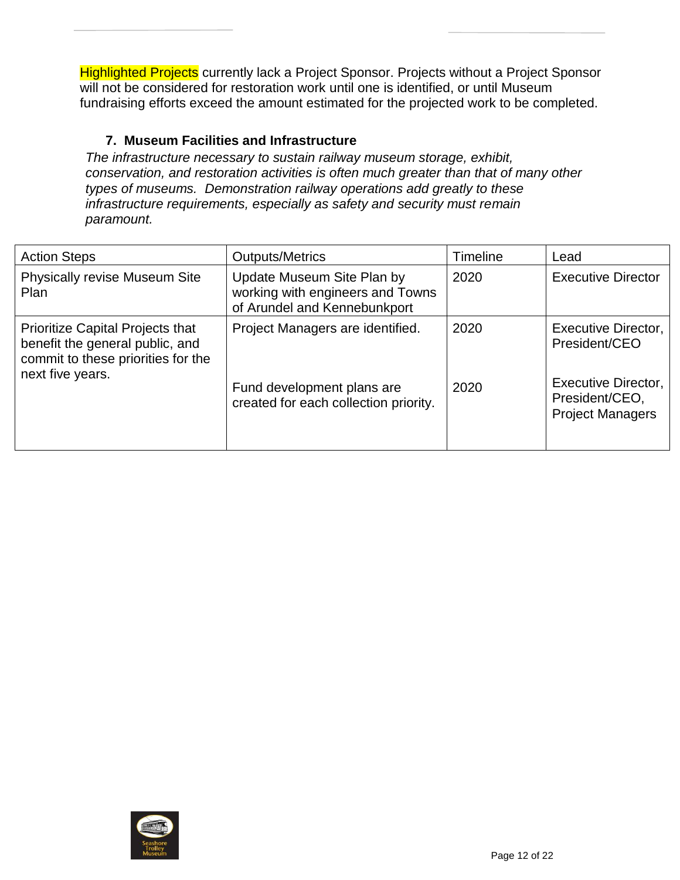Highlighted Projects currently lack a Project Sponsor. Projects without a Project Sponsor will not be considered for restoration work until one is identified, or until Museum fundraising efforts exceed the amount estimated for the projected work to be completed.

### 7. Museum Facilities and Infrastructure

*The infrastructure necessary to sustain railway museum storage, exhibit, conservation, and restoration activities is often much greater than that of many other types of museums. Demonstration railway operations add greatly to these infrastructure requirements, especially as safety and security must remain paramount.*

| Action Steps | Outputs/Metrics | Timeline | Lead |
| --- | --- | --- | --- |
| Physically revise Museum Site Plan | Update Museum Site Plan by working with engineers and Towns of Arundel and Kennebunkport | 2020 | Executive Director |
| Prioritize Capital Projects that benefit the general public, and commit to these priorities for the next five years. | Project Managers are identified. | 2020 | Executive Director, President/CEO |
| | Fund development plans are created for each collection priority. | 2020 | Executive Director, President/CEO, Project Managers |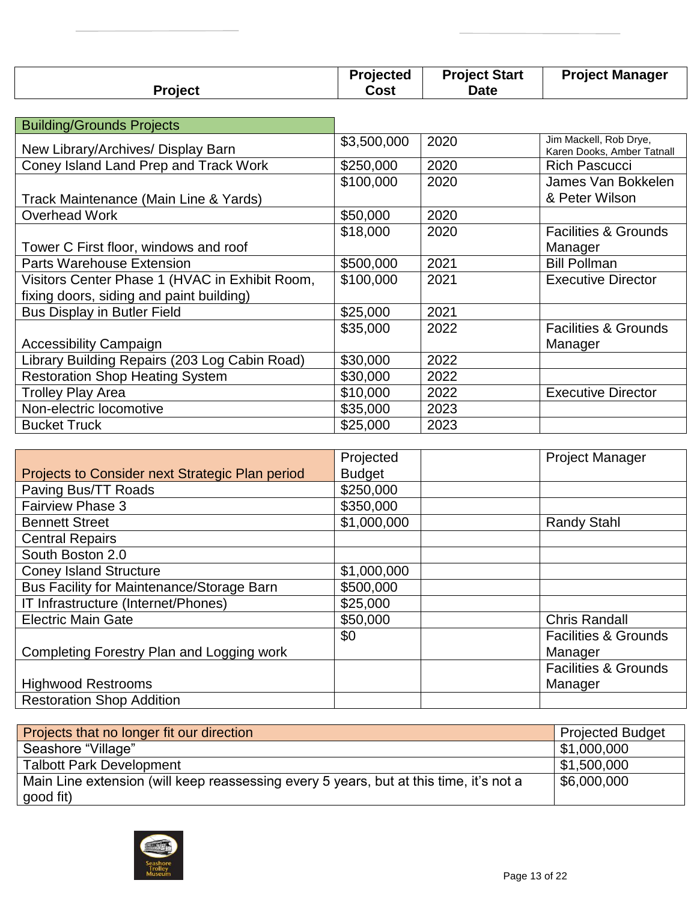| Project | Projected Cost | Project Start Date | Project Manager |
|---|---|---|---|
| **Building/Grounds Projects** | | | |
| New Library/Archives/ Display Barn | $3,500,000 | 2020 | Jim Mackell, Rob Drye, Karen Dooks, Amber Tatnall |
| Coney Island Land Prep and Track Work | $250,000 | 2020 | Rich Pascucci |
| Track Maintenance (Main Line & Yards) | $100,000 | 2020 | James Van Bokkelen & Peter Wilson |
| Overhead Work | $50,000 | 2020 | |
| Tower C First floor, windows and roof | $18,000 | 2020 | Facilities & Grounds Manager |
| Parts Warehouse Extension | $500,000 | 2021 | Bill Pollman |
| Visitors Center Phase 1 (HVAC in Exhibit Room, fixing doors, siding and paint building) | $100,000 | 2021 | Executive Director |
| Bus Display in Butler Field | $25,000 | 2021 | |
| Accessibility Campaign | $35,000 | 2022 | Facilities & Grounds Manager |
| Library Building Repairs (203 Log Cabin Road) | $30,000 | 2022 | |
| Restoration Shop Heating System | $30,000 | 2022 | |
| Trolley Play Area | $10,000 | 2022 | Executive Director |
| Non-electric locomotive | $35,000 | 2023 | |
| Bucket Truck | $25,000 | 2023 | |

| Projects to Consider next Strategic Plan period | Projected Budget | | Project Manager |
|---|---|---|---|
| Paving Bus/TT Roads | $250,000 | | |
| Fairview Phase 3 | $350,000 | | |
| Bennett Street | $1,000,000 | | Randy Stahl |
| Central Repairs | | | |
| South Boston 2.0 | | | |
| Coney Island Structure | $1,000,000 | | |
| Bus Facility for Maintenance/Storage Barn | $500,000 | | |
| IT Infrastructure (Internet/Phones) | $25,000 | | |
| Electric Main Gate | $50,000 | | Chris Randall |
| Completing Forestry Plan and Logging work | $0 | | Facilities & Grounds Manager |
| Highwood Restrooms | | | Facilities & Grounds Manager |
| Restoration Shop Addition | | | |

| Projects that no longer fit our direction | Projected Budget |
|---|---|
| Seashore "Village" | $1,000,000 |
| Talbott Park Development | $1,500,000 |
| Main Line extension (will keep reassessing every 5 years, but at this time, it's not a good fit) | $6,000,000 |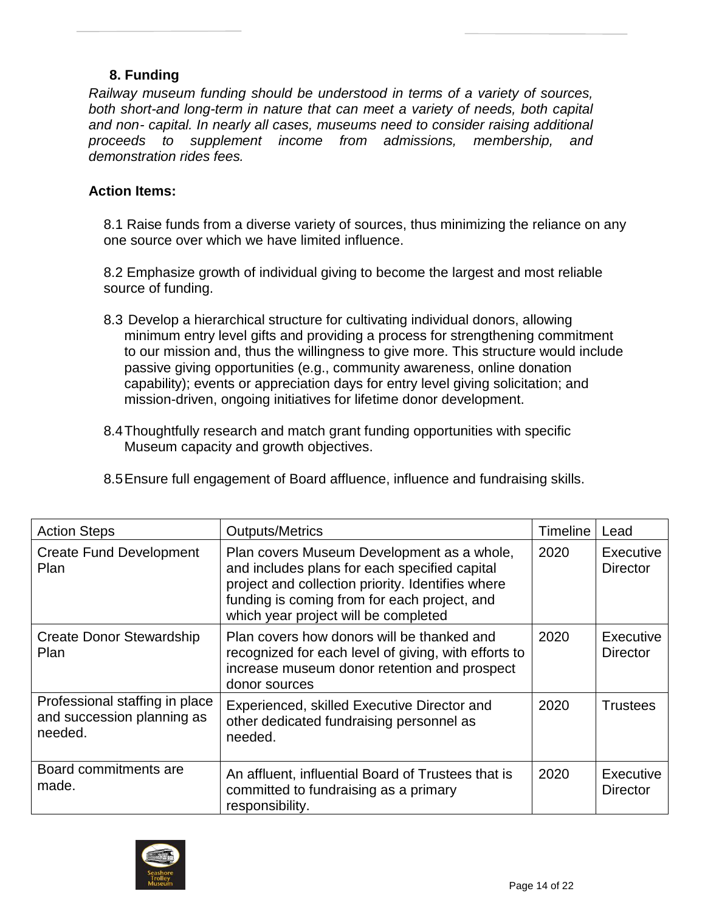## 8. Funding

*Railway museum funding should be understood in terms of a variety of sources, both short-and long-term in nature that can meet a variety of needs, both capital and non- capital. In nearly all cases, museums need to consider raising additional proceeds to supplement income from admissions, membership, and demonstration rides fees.*

**Action Items:**

8.1 Raise funds from a diverse variety of sources, thus minimizing the reliance on any one source over which we have limited influence.

8.2 Emphasize growth of individual giving to become the largest and most reliable source of funding.

8.3 Develop a hierarchical structure for cultivating individual donors, allowing minimum entry level gifts and providing a process for strengthening commitment to our mission and, thus the willingness to give more. This structure would include passive giving opportunities (e.g., community awareness, online donation capability); events or appreciation days for entry level giving solicitation; and mission-driven, ongoing initiatives for lifetime donor development.

8.4 Thoughtfully research and match grant funding opportunities with specific Museum capacity and growth objectives.

8.5 Ensure full engagement of Board affluence, influence and fundraising skills.

| Action Steps | Outputs/Metrics | Timeline | Lead |
|---|---|---|---|
| Create Fund Development Plan | Plan covers Museum Development as a whole, and includes plans for each specified capital project and collection priority. Identifies where funding is coming from for each project, and which year project will be completed | 2020 | Executive Director |
| Create Donor Stewardship Plan | Plan covers how donors will be thanked and recognized for each level of giving, with efforts to increase museum donor retention and prospect donor sources | 2020 | Executive Director |
| Professional staffing in place and succession planning as needed. | Experienced, skilled Executive Director and other dedicated fundraising personnel as needed. | 2020 | Trustees |
| Board commitments are made. | An affluent, influential Board of Trustees that is committed to fundraising as a primary responsibility. | 2020 | Executive Director |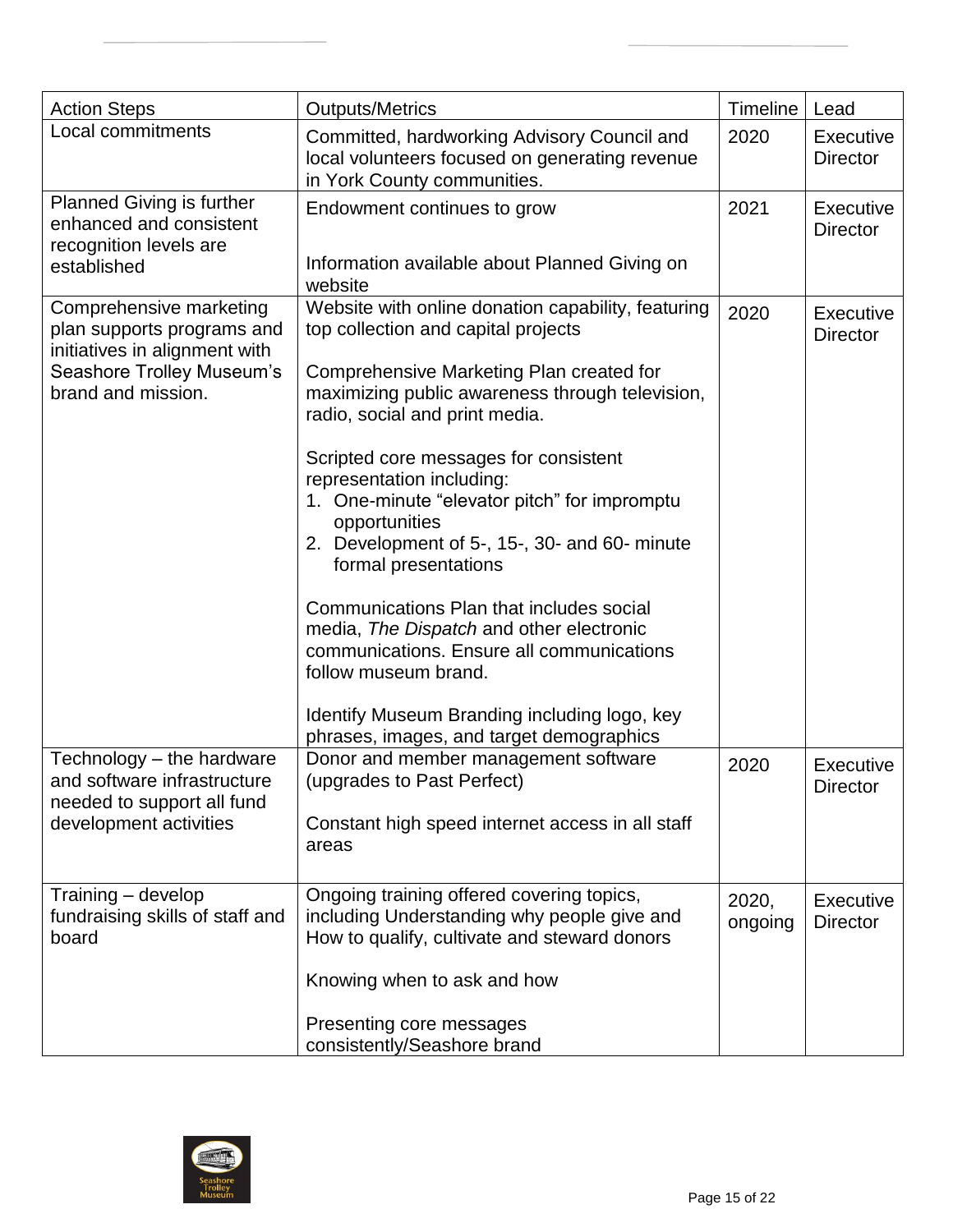| Action Steps | Outputs/Metrics | Timeline | Lead |
|---|---|---|---|
| Local commitments | Committed, hardworking Advisory Council and local volunteers focused on generating revenue in York County communities. | 2020 | Executive Director |
| Planned Giving is further enhanced and consistent recognition levels are established | Endowment continues to grow<br><br>Information available about Planned Giving on website | 2021 | Executive Director |
| Comprehensive marketing plan supports programs and initiatives in alignment with Seashore Trolley Museum's brand and mission. | Website with online donation capability, featuring top collection and capital projects<br><br>Comprehensive Marketing Plan created for maximizing public awareness through television, radio, social and print media.<br><br>Scripted core messages for consistent representation including:<br>1. One-minute "elevator pitch" for impromptu opportunities<br>2. Development of 5-, 15-, 30- and 60- minute formal presentations<br><br>Communications Plan that includes social media, *The Dispatch* and other electronic communications. Ensure all communications follow museum brand.<br><br>Identify Museum Branding including logo, key phrases, images, and target demographics | 2020 | Executive Director |
| Technology – the hardware and software infrastructure needed to support all fund development activities | Donor and member management software (upgrades to Past Perfect)<br><br>Constant high speed internet access in all staff areas | 2020 | Executive Director |
| Training – develop fundraising skills of staff and board | Ongoing training offered covering topics, including Understanding why people give and How to qualify, cultivate and steward donors<br><br>Knowing when to ask and how<br><br>Presenting core messages consistently/Seashore brand | 2020, ongoing | Executive Director |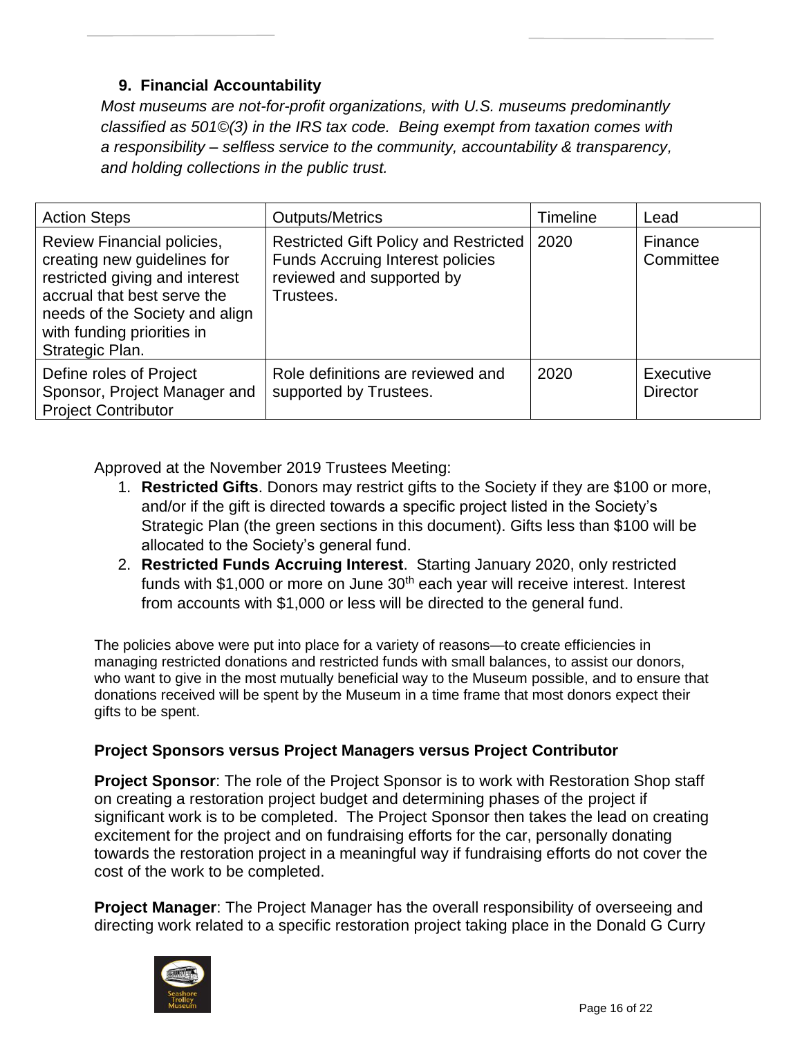### 9. Financial Accountability

*Most museums are not-for-profit organizations, with U.S. museums predominantly classified as 501©(3) in the IRS tax code. Being exempt from taxation comes with a responsibility – selfless service to the community, accountability & transparency, and holding collections in the public trust.*

| Action Steps | Outputs/Metrics | Timeline | Lead |
|---|---|---|---|
| Review Financial policies, creating new guidelines for restricted giving and interest accrual that best serve the needs of the Society and align with funding priorities in Strategic Plan. | Restricted Gift Policy and Restricted Funds Accruing Interest policies reviewed and supported by Trustees. | 2020 | Finance Committee |
| Define roles of Project Sponsor, Project Manager and Project Contributor | Role definitions are reviewed and supported by Trustees. | 2020 | Executive Director |

Approved at the November 2019 Trustees Meeting:

1. **Restricted Gifts**. Donors may restrict gifts to the Society if they are $100 or more, and/or if the gift is directed towards a specific project listed in the Society's Strategic Plan (the green sections in this document). Gifts less than $100 will be allocated to the Society's general fund.
2. **Restricted Funds Accruing Interest**. Starting January 2020, only restricted funds with $1,000 or more on June 30th each year will receive interest. Interest from accounts with $1,000 or less will be directed to the general fund.

The policies above were put into place for a variety of reasons—to create efficiencies in managing restricted donations and restricted funds with small balances, to assist our donors, who want to give in the most mutually beneficial way to the Museum possible, and to ensure that donations received will be spent by the Museum in a time frame that most donors expect their gifts to be spent.

### Project Sponsors versus Project Managers versus Project Contributor

**Project Sponsor**: The role of the Project Sponsor is to work with Restoration Shop staff on creating a restoration project budget and determining phases of the project if significant work is to be completed. The Project Sponsor then takes the lead on creating excitement for the project and on fundraising efforts for the car, personally donating towards the restoration project in a meaningful way if fundraising efforts do not cover the cost of the work to be completed.

**Project Manager**: The Project Manager has the overall responsibility of overseeing and directing work related to a specific restoration project taking place in the Donald G Curry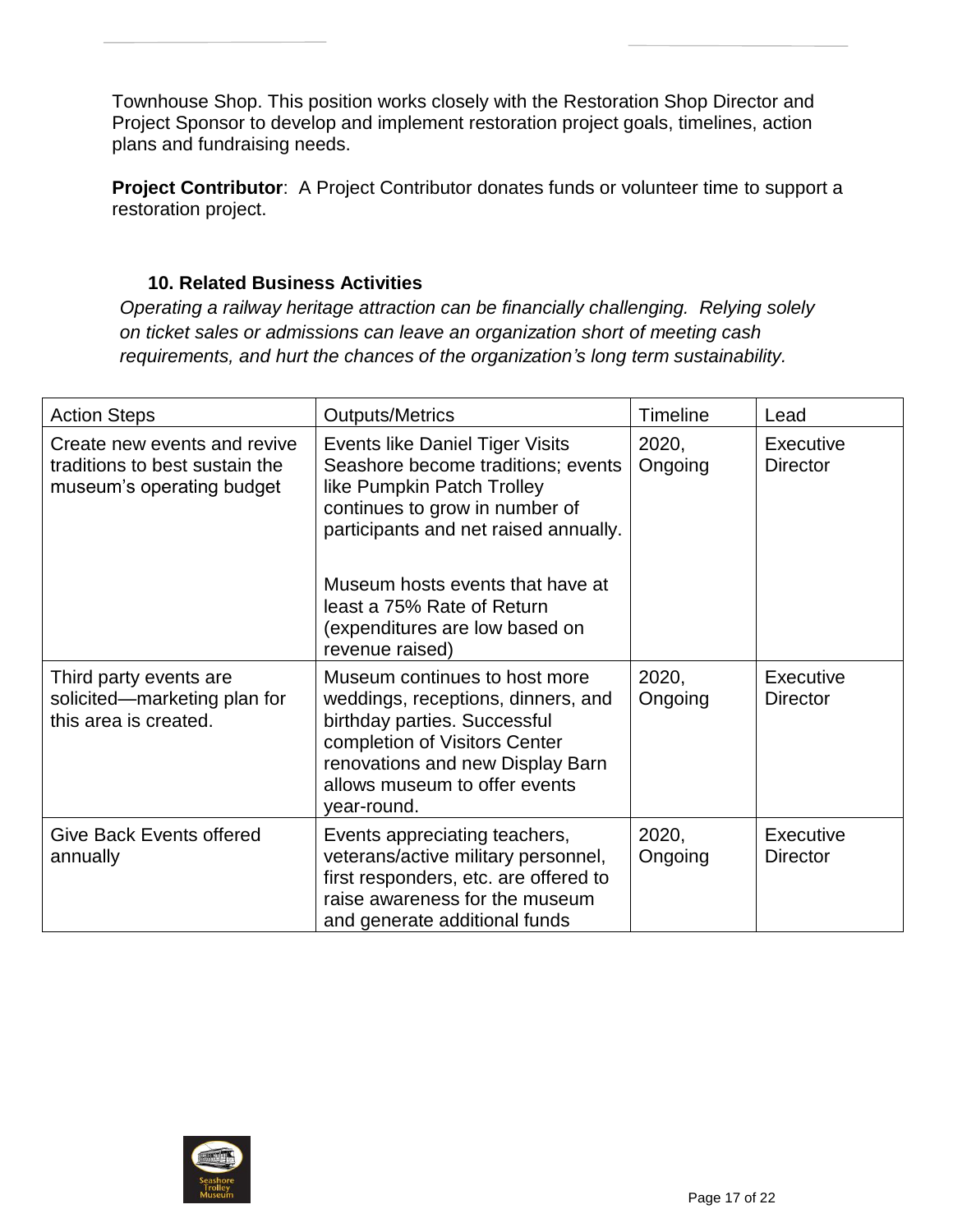Townhouse Shop. This position works closely with the Restoration Shop Director and Project Sponsor to develop and implement restoration project goals, timelines, action plans and fundraising needs.

**Project Contributor**: A Project Contributor donates funds or volunteer time to support a restoration project.

### 10. Related Business Activities

*Operating a railway heritage attraction can be financially challenging. Relying solely on ticket sales or admissions can leave an organization short of meeting cash requirements, and hurt the chances of the organization's long term sustainability.*

| Action Steps | Outputs/Metrics | Timeline | Lead |
|---|---|---|---|
| Create new events and revive traditions to best sustain the museum's operating budget | Events like Daniel Tiger Visits Seashore become traditions; events like Pumpkin Patch Trolley continues to grow in number of participants and net raised annually.<br><br>Museum hosts events that have at least a 75% Rate of Return (expenditures are low based on revenue raised) | 2020, Ongoing | Executive Director |
| Third party events are solicited—marketing plan for this area is created. | Museum continues to host more weddings, receptions, dinners, and birthday parties. Successful completion of Visitors Center renovations and new Display Barn allows museum to offer events year-round. | 2020, Ongoing | Executive Director |
| Give Back Events offered annually | Events appreciating teachers, veterans/active military personnel, first responders, etc. are offered to raise awareness for the museum and generate additional funds | 2020, Ongoing | Executive Director |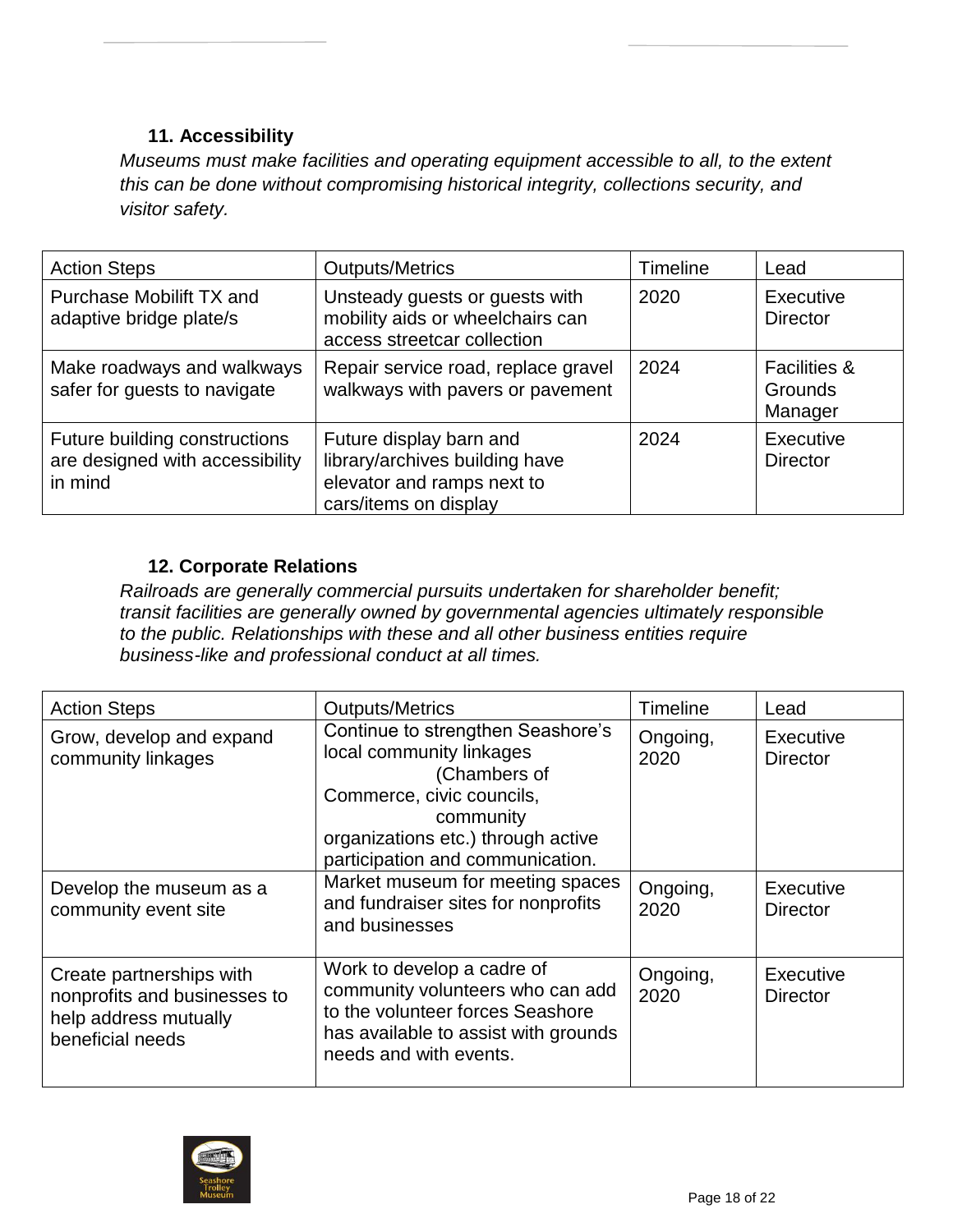### 11. Accessibility

*Museums must make facilities and operating equipment accessible to all, to the extent this can be done without compromising historical integrity, collections security, and visitor safety.*

| Action Steps | Outputs/Metrics | Timeline | Lead |
|---|---|---|---|
| Purchase Mobilift TX and adaptive bridge plate/s | Unsteady guests or guests with mobility aids or wheelchairs can access streetcar collection | 2020 | Executive Director |
| Make roadways and walkways safer for guests to navigate | Repair service road, replace gravel walkways with pavers or pavement | 2024 | Facilities & Grounds Manager |
| Future building constructions are designed with accessibility in mind | Future display barn and library/archives building have elevator and ramps next to cars/items on display | 2024 | Executive Director |

### 12. Corporate Relations

*Railroads are generally commercial pursuits undertaken for shareholder benefit; transit facilities are generally owned by governmental agencies ultimately responsible to the public. Relationships with these and all other business entities require business-like and professional conduct at all times.*

| Action Steps | Outputs/Metrics | Timeline | Lead |
|---|---|---|---|
| Grow, develop and expand community linkages | Continue to strengthen Seashore's local community linkages (Chambers of Commerce, civic councils, community organizations etc.) through active participation and communication. | Ongoing, 2020 | Executive Director |
| Develop the museum as a community event site | Market museum for meeting spaces and fundraiser sites for nonprofits and businesses | Ongoing, 2020 | Executive Director |
| Create partnerships with nonprofits and businesses to help address mutually beneficial needs | Work to develop a cadre of community volunteers who can add to the volunteer forces Seashore has available to assist with grounds needs and with events. | Ongoing, 2020 | Executive Director |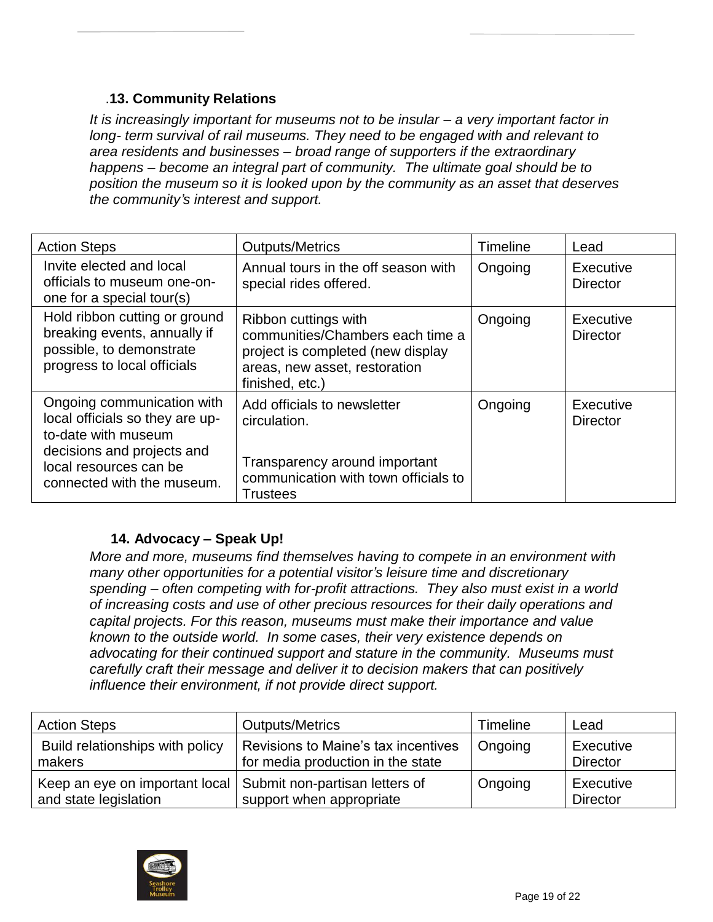### .13. Community Relations

*It is increasingly important for museums not to be insular – a very important factor in long- term survival of rail museums. They need to be engaged with and relevant to area residents and businesses – broad range of supporters if the extraordinary happens – become an integral part of community. The ultimate goal should be to position the museum so it is looked upon by the community as an asset that deserves the community's interest and support.*

| Action Steps | Outputs/Metrics | Timeline | Lead |
|---|---|---|---|
| Invite elected and local officials to museum one-on-one for a special tour(s) | Annual tours in the off season with special rides offered. | Ongoing | Executive Director |
| Hold ribbon cutting or ground breaking events, annually if possible, to demonstrate progress to local officials | Ribbon cuttings with communities/Chambers each time a project is completed (new display areas, new asset, restoration finished, etc.) | Ongoing | Executive Director |
| Ongoing communication with local officials so they are up-to-date with museum decisions and projects and local resources can be connected with the museum. | Add officials to newsletter circulation.<br><br>Transparency around important communication with town officials to Trustees | Ongoing | Executive Director |

### 14. Advocacy – Speak Up!

*More and more, museums find themselves having to compete in an environment with many other opportunities for a potential visitor's leisure time and discretionary spending – often competing with for-profit attractions. They also must exist in a world of increasing costs and use of other precious resources for their daily operations and capital projects. For this reason, museums must make their importance and value known to the outside world. In some cases, their very existence depends on advocating for their continued support and stature in the community. Museums must carefully craft their message and deliver it to decision makers that can positively influence their environment, if not provide direct support.*

| Action Steps | Outputs/Metrics | Timeline | Lead |
|---|---|---|---|
| Build relationships with policy makers | Revisions to Maine's tax incentives for media production in the state | Ongoing | Executive Director |
| Keep an eye on important local and state legislation | Submit non-partisan letters of support when appropriate | Ongoing | Executive Director |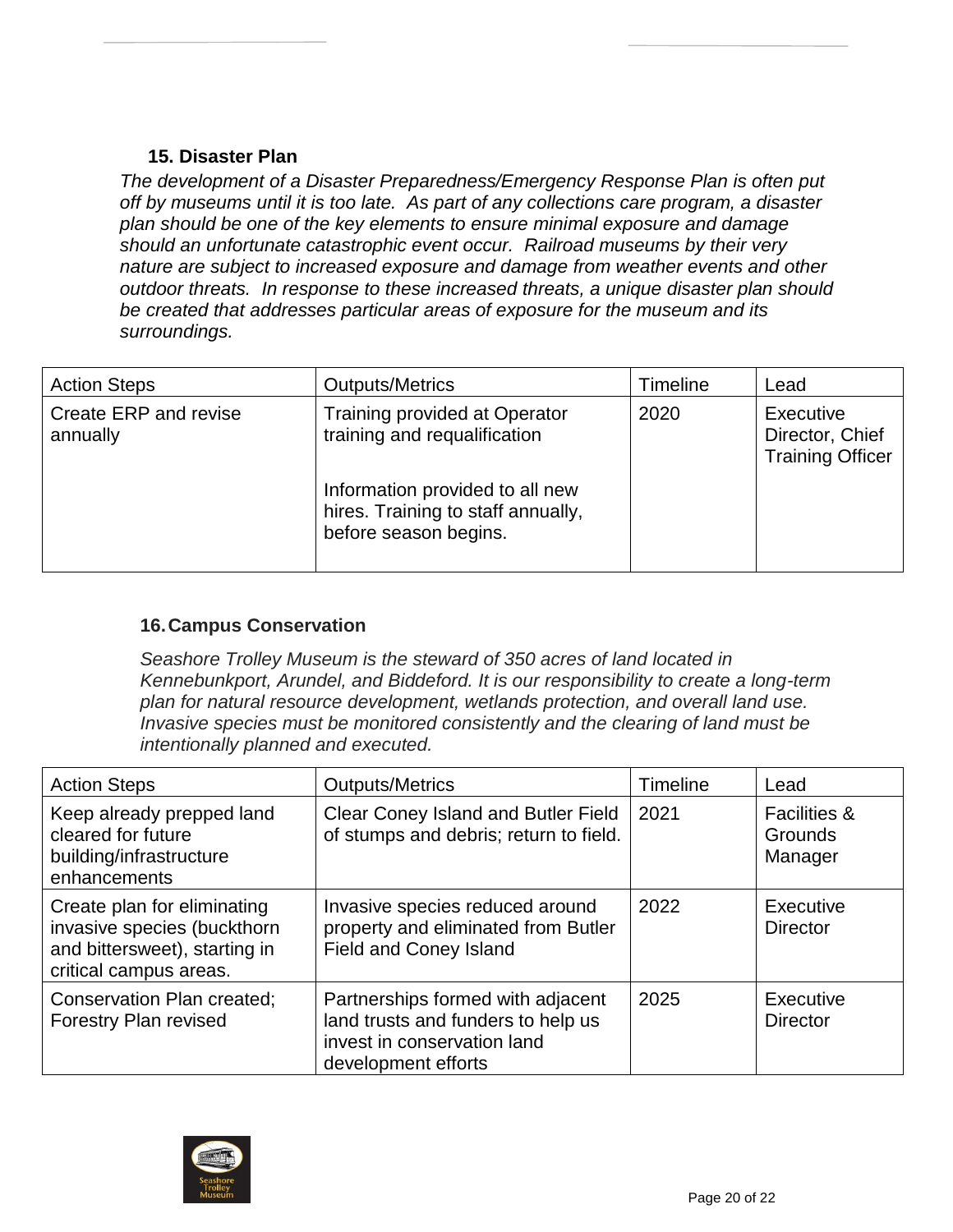### 15. Disaster Plan

*The development of a Disaster Preparedness/Emergency Response Plan is often put off by museums until it is too late. As part of any collections care program, a disaster plan should be one of the key elements to ensure minimal exposure and damage should an unfortunate catastrophic event occur. Railroad museums by their very nature are subject to increased exposure and damage from weather events and other outdoor threats. In response to these increased threats, a unique disaster plan should be created that addresses particular areas of exposure for the museum and its surroundings.*

| Action Steps | Outputs/Metrics | Timeline | Lead |
|---|---|---|---|
| Create ERP and revise annually | Training provided at Operator training and requalification<br><br>Information provided to all new hires. Training to staff annually, before season begins. | 2020 | Executive Director, Chief Training Officer |

### 16. Campus Conservation

*Seashore Trolley Museum is the steward of 350 acres of land located in Kennebunkport, Arundel, and Biddeford. It is our responsibility to create a long-term plan for natural resource development, wetlands protection, and overall land use. Invasive species must be monitored consistently and the clearing of land must be intentionally planned and executed.*

| Action Steps | Outputs/Metrics | Timeline | Lead |
|---|---|---|---|
| Keep already prepped land cleared for future building/infrastructure enhancements | Clear Coney Island and Butler Field of stumps and debris; return to field. | 2021 | Facilities & Grounds Manager |
| Create plan for eliminating invasive species (buckthorn and bittersweet), starting in critical campus areas. | Invasive species reduced around property and eliminated from Butler Field and Coney Island | 2022 | Executive Director |
| Conservation Plan created; Forestry Plan revised | Partnerships formed with adjacent land trusts and funders to help us invest in conservation land development efforts | 2025 | Executive Director |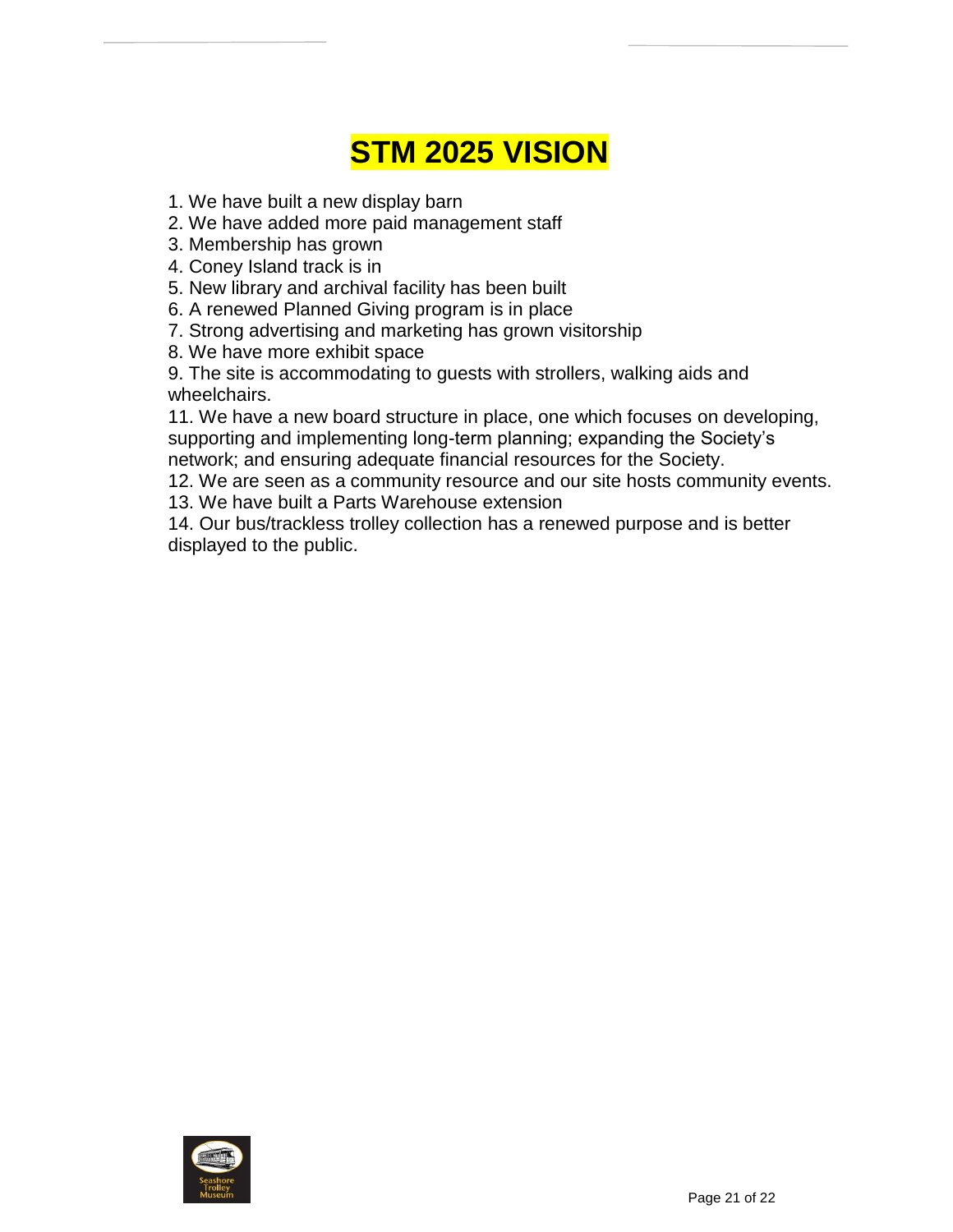# STM 2025 VISION

1. We have built a new display barn
2. We have added more paid management staff
3. Membership has grown
4. Coney Island track is in
5. New library and archival facility has been built
6. A renewed Planned Giving program is in place
7. Strong advertising and marketing has grown visitorship
8. We have more exhibit space
9. The site is accommodating to guests with strollers, walking aids and wheelchairs.
11. We have a new board structure in place, one which focuses on developing, supporting and implementing long-term planning; expanding the Society's network; and ensuring adequate financial resources for the Society.
12. We are seen as a community resource and our site hosts community events.
13. We have built a Parts Warehouse extension
14. Our bus/trackless trolley collection has a renewed purpose and is better displayed to the public.